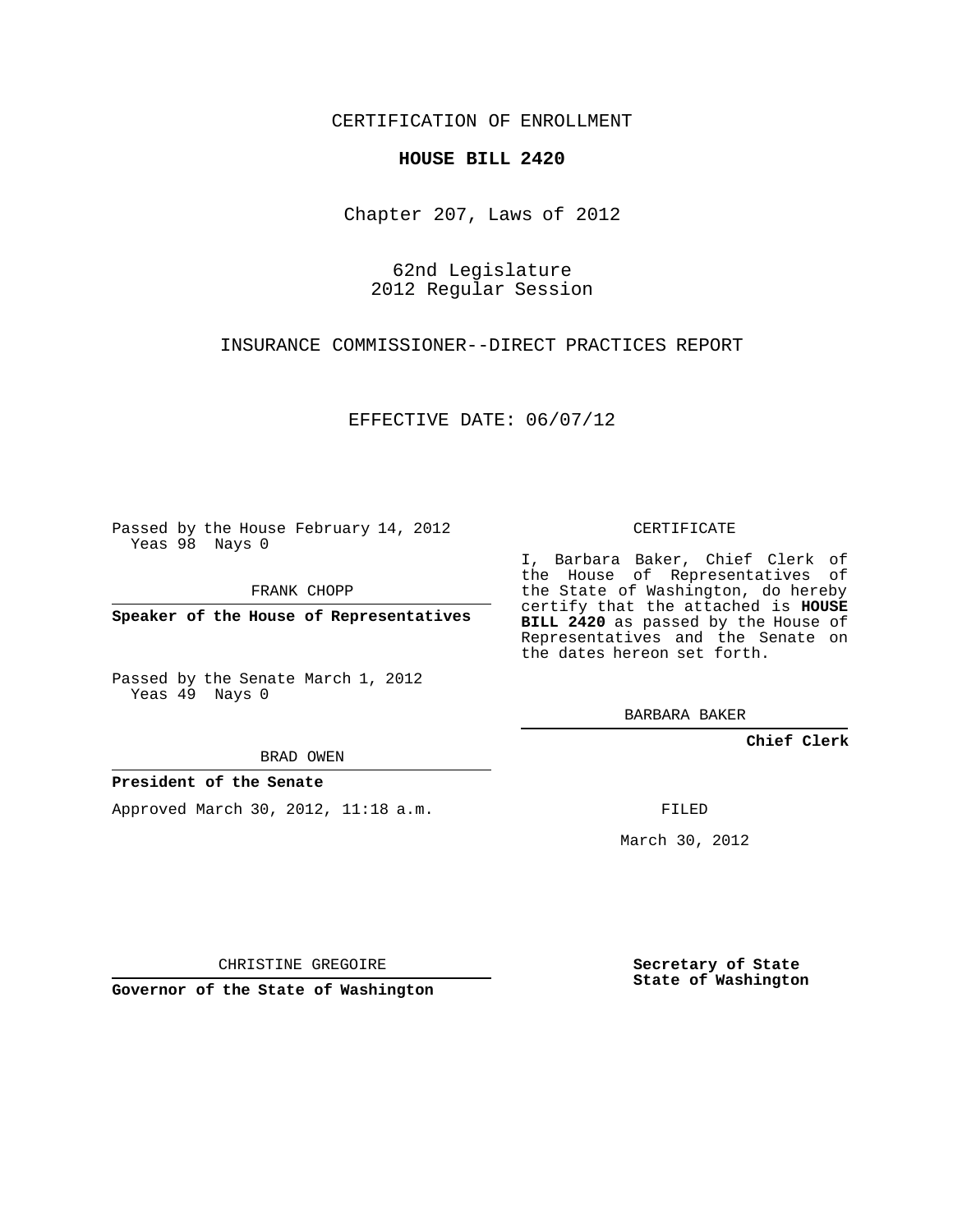CERTIFICATION OF ENROLLMENT

**HOUSE BILL 2420**

Chapter 207, Laws of 2012

62nd Legislature
2012 Regular Session

INSURANCE COMMISSIONER--DIRECT PRACTICES REPORT

EFFECTIVE DATE: 06/07/12

Passed by the House February 14, 2012
Yeas 98 Nays 0

FRANK CHOPP

**Speaker of the House of Representatives**

Passed by the Senate March 1, 2012
Yeas 49 Nays 0

BRAD OWEN

**President of the Senate**

Approved March 30, 2012, 11:18 a.m.

CHRISTINE GREGOIRE

**Governor of the State of Washington**

CERTIFICATE

I, Barbara Baker, Chief Clerk of the House of Representatives of the State of Washington, do hereby certify that the attached is **HOUSE BILL 2420** as passed by the House of Representatives and the Senate on the dates hereon set forth.

BARBARA BAKER

**Chief Clerk**

FILED

March 30, 2012

**Secretary of State**
**State of Washington**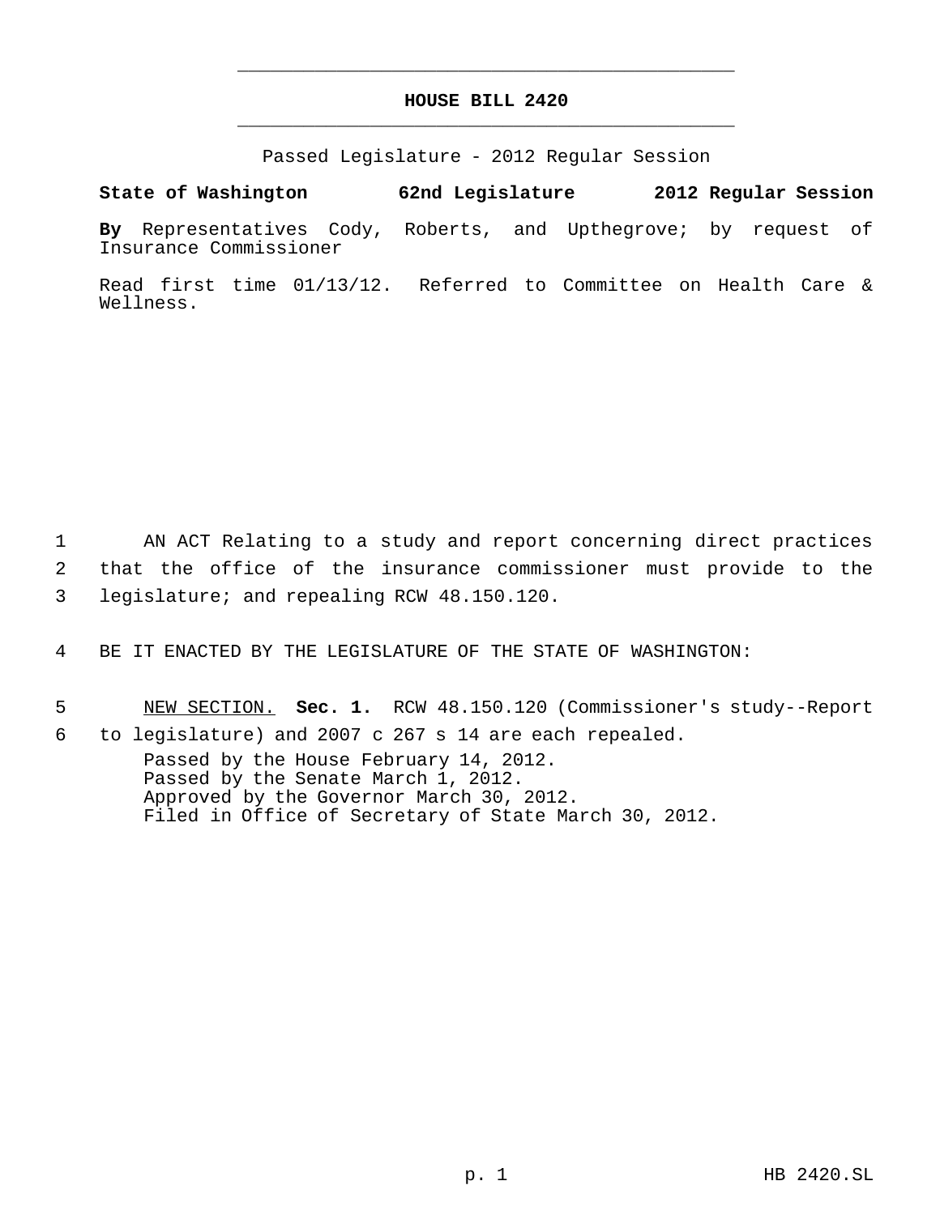# HOUSE BILL 2420

Passed Legislature - 2012 Regular Session

**State of Washington 62nd Legislature 2012 Regular Session**

**By** Representatives Cody, Roberts, and Upthegrove; by request of Insurance Commissioner

Read first time 01/13/12. Referred to Committee on Health Care & Wellness.

1 AN ACT Relating to a study and report concerning direct practices
2 that the office of the insurance commissioner must provide to the
3 legislature; and repealing RCW 48.150.120.

4 BE IT ENACTED BY THE LEGISLATURE OF THE STATE OF WASHINGTON:

5 NEW SECTION. **Sec. 1.** RCW 48.150.120 (Commissioner's study--Report
6 to legislature) and 2007 c 267 s 14 are each repealed.

Passed by the House February 14, 2012.
Passed by the Senate March 1, 2012.
Approved by the Governor March 30, 2012.
Filed in Office of Secretary of State March 30, 2012.